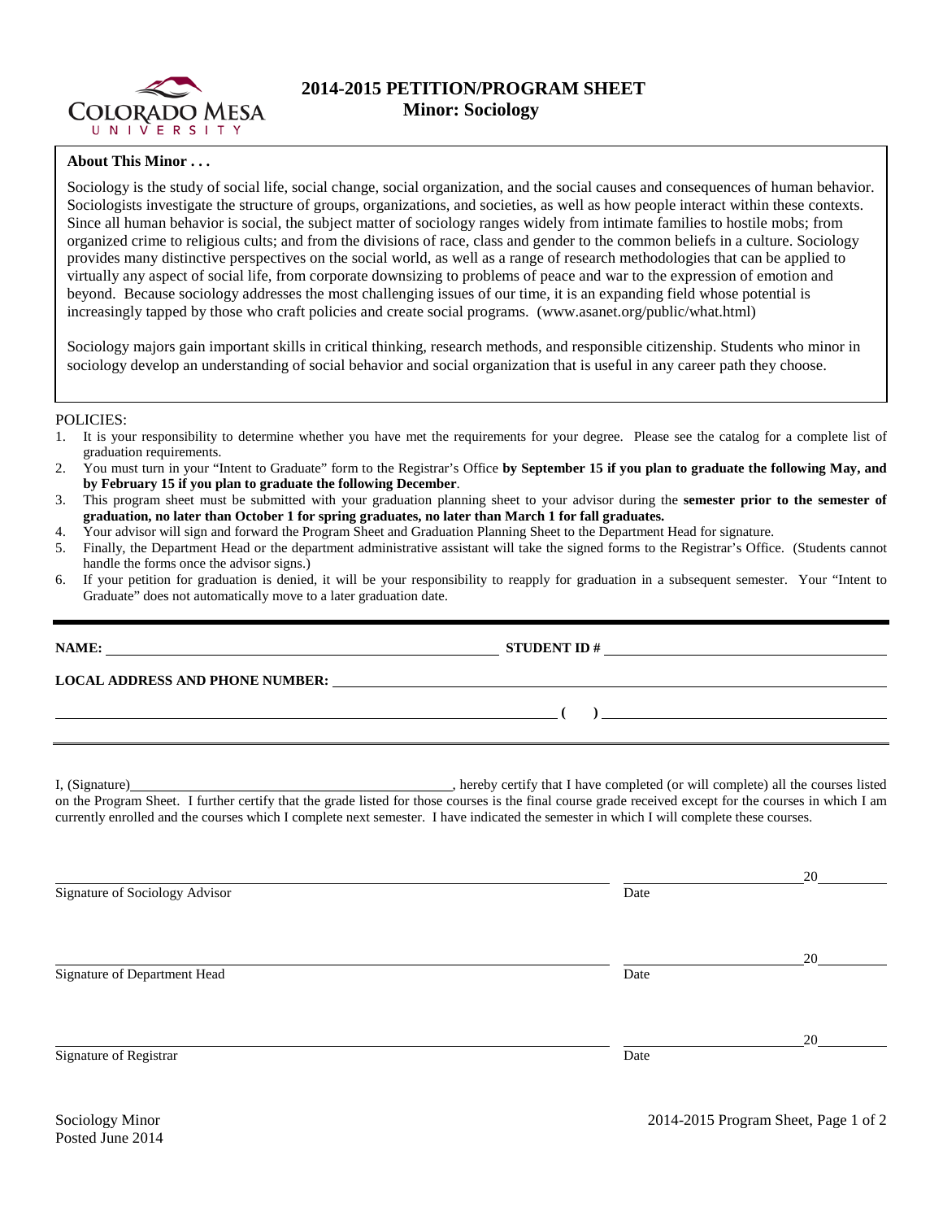# 2014-2015 PETITION/PROGRAM SHEET
## Minor: Sociology

**About This Minor . . .**

Sociology is the study of social life, social change, social organization, and the social causes and consequences of human behavior. Sociologists investigate the structure of groups, organizations, and societies, as well as how people interact within these contexts. Since all human behavior is social, the subject matter of sociology ranges widely from intimate families to hostile mobs; from organized crime to religious cults; and from the divisions of race, class and gender to the common beliefs in a culture. Sociology provides many distinctive perspectives on the social world, as well as a range of research methodologies that can be applied to virtually any aspect of social life, from corporate downsizing to problems of peace and war to the expression of emotion and beyond. Because sociology addresses the most challenging issues of our time, it is an expanding field whose potential is increasingly tapped by those who craft policies and create social programs. (www.asanet.org/public/what.html)

Sociology majors gain important skills in critical thinking, research methods, and responsible citizenship. Students who minor in sociology develop an understanding of social behavior and social organization that is useful in any career path they choose.

POLICIES:

1. It is your responsibility to determine whether you have met the requirements for your degree. Please see the catalog for a complete list of graduation requirements.
2. You must turn in your "Intent to Graduate" form to the Registrar's Office **by September 15 if you plan to graduate the following May, and by February 15 if you plan to graduate the following December**.
3. This program sheet must be submitted with your graduation planning sheet to your advisor during the **semester prior to the semester of graduation, no later than October 1 for spring graduates, no later than March 1 for fall graduates.**
4. Your advisor will sign and forward the Program Sheet and Graduation Planning Sheet to the Department Head for signature.
5. Finally, the Department Head or the department administrative assistant will take the signed forms to the Registrar's Office. (Students cannot handle the forms once the advisor signs.)
6. If your petition for graduation is denied, it will be your responsibility to reapply for graduation in a subsequent semester. Your "Intent to Graduate" does not automatically move to a later graduation date.

**NAME:** ______________________ **STUDENT ID #** ______________________

**LOCAL ADDRESS AND PHONE NUMBER:** ______________________

______________________ **( )** ______________________

I, (Signature)______________________, hereby certify that I have completed (or will complete) all the courses listed on the Program Sheet. I further certify that the grade listed for those courses is the final course grade received except for the courses in which I am currently enrolled and the courses which I complete next semester. I have indicated the semester in which I will complete these courses.

______________________ ______________ 20____
Signature of Sociology Advisor Date

______________________ ______________ 20____
Signature of Department Head Date

______________________ ______________ 20____
Signature of Registrar Date

Sociology Minor
Posted June 2014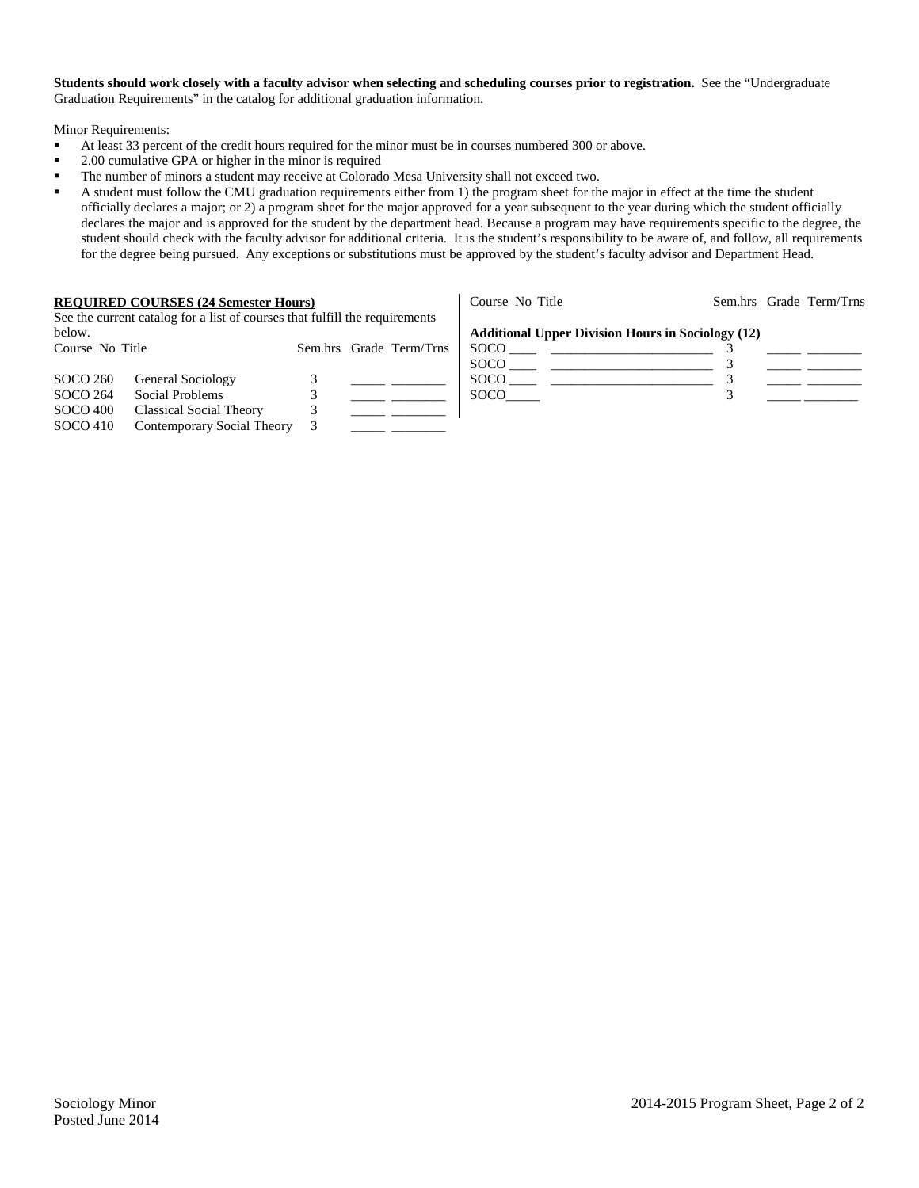**Students should work closely with a faculty advisor when selecting and scheduling courses prior to registration.** See the "Undergraduate Graduation Requirements" in the catalog for additional graduation information.

Minor Requirements:

- At least 33 percent of the credit hours required for the minor must be in courses numbered 300 or above.
- 2.00 cumulative GPA or higher in the minor is required
- The number of minors a student may receive at Colorado Mesa University shall not exceed two.
- A student must follow the CMU graduation requirements either from 1) the program sheet for the major in effect at the time the student officially declares a major; or 2) a program sheet for the major approved for a year subsequent to the year during which the student officially declares the major and is approved for the student by the department head. Because a program may have requirements specific to the degree, the student should check with the faculty advisor for additional criteria. It is the student's responsibility to be aware of, and follow, all requirements for the degree being pursued. Any exceptions or substitutions must be approved by the student's faculty advisor and Department Head.

**REQUIRED COURSES (24 Semester Hours)**

See the current catalog for a list of courses that fulfill the requirements below.

| Course No | Title | Sem.hrs | Grade | Term/Trns |
|---|---|---|---|---|
| SOCO 260 | General Sociology | 3 | _____ | ________ |
| SOCO 264 | Social Problems | 3 | _____ | ________ |
| SOCO 400 | Classical Social Theory | 3 | _____ | ________ |
| SOCO 410 | Contemporary Social Theory | 3 | _____ | ________ |

**Additional Upper Division Hours in Sociology (12)**

| Course No | Title | Sem.hrs | Grade | Term/Trns |
|---|---|---|---|---|
| SOCO ____ | ________________________ | 3 | _____ | ________ |
| SOCO ____ | ________________________ | 3 | _____ | ________ |
| SOCO ____ | ________________________ | 3 | _____ | ________ |
| SOCO_____ | | 3 | _____ | ________ |

Sociology Minor
Posted June 2014